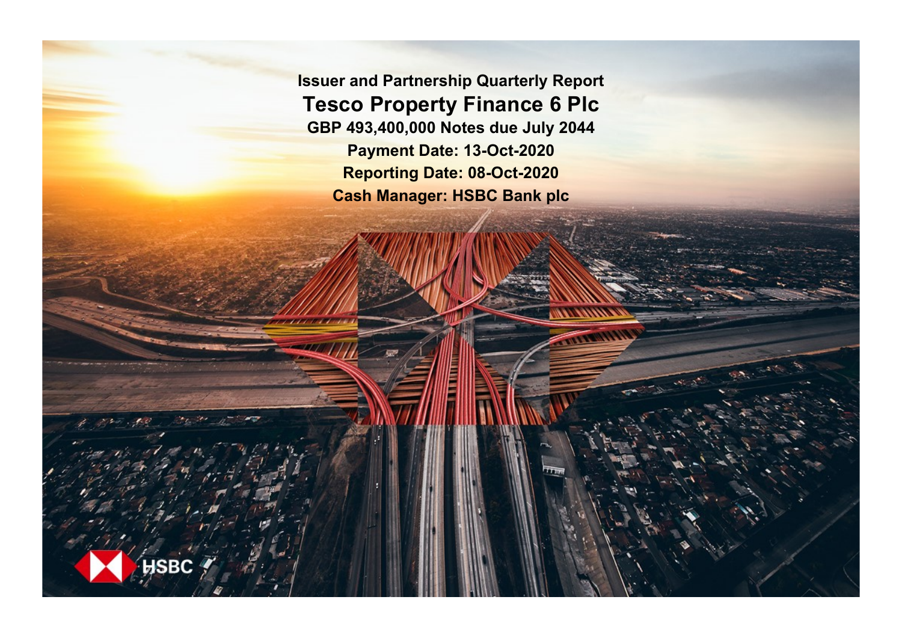# Issuer and Partnership Quarterly Report

## Tesco Property Finance 6 Plc

**GBP 493,400,000 Notes due July 2044**

**Payment Date: 13-Oct-2020**

**Reporting Date: 08-Oct-2020**

**Cash Manager: HSBC Bank plc**

HSBC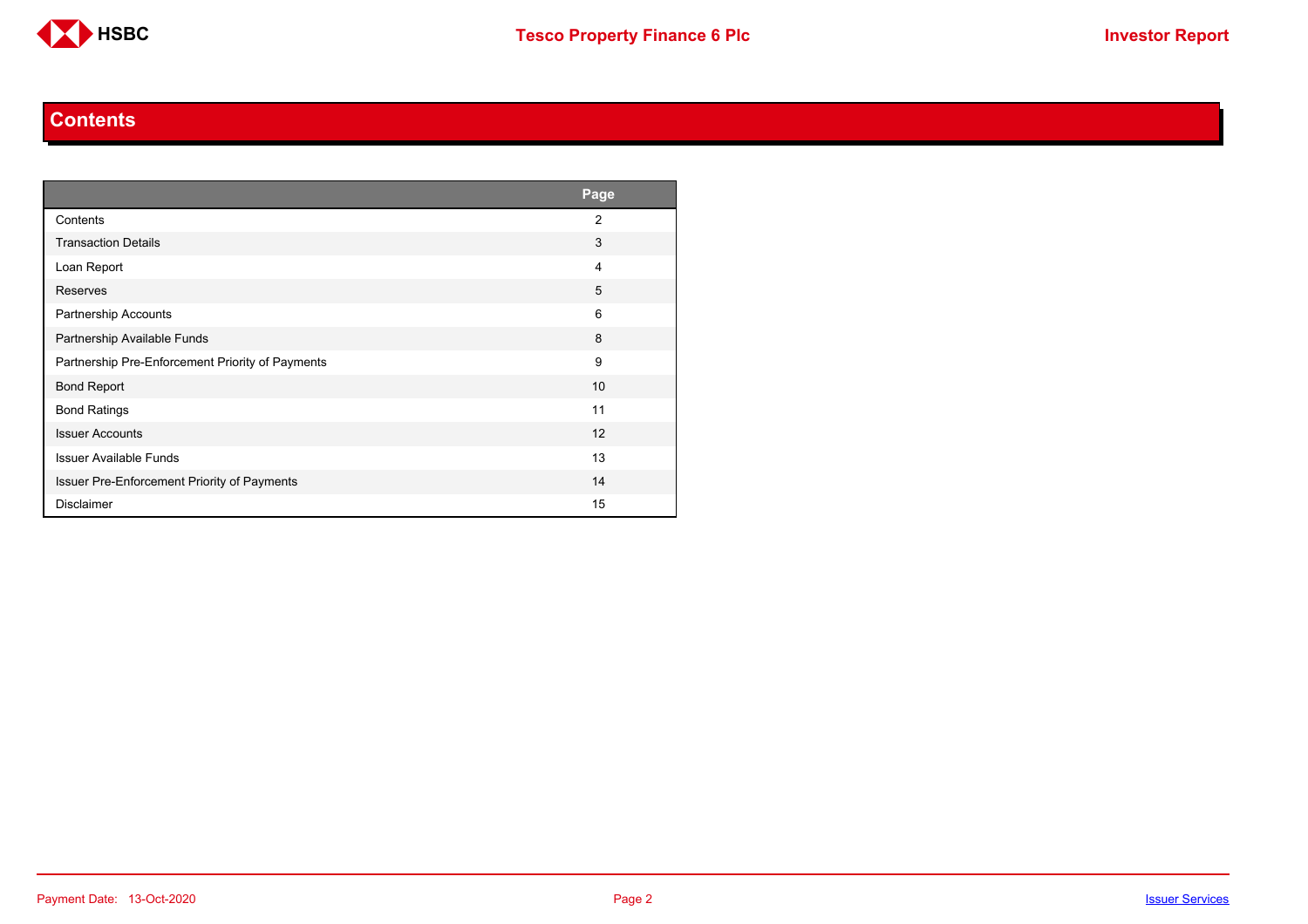## Contents

| | Page |
|---|---|
| Contents | 2 |
| Transaction Details | 3 |
| Loan Report | 4 |
| Reserves | 5 |
| Partnership Accounts | 6 |
| Partnership Available Funds | 8 |
| Partnership Pre-Enforcement Priority of Payments | 9 |
| Bond Report | 10 |
| Bond Ratings | 11 |
| Issuer Accounts | 12 |
| Issuer Available Funds | 13 |
| Issuer Pre-Enforcement Priority of Payments | 14 |
| Disclaimer | 15 |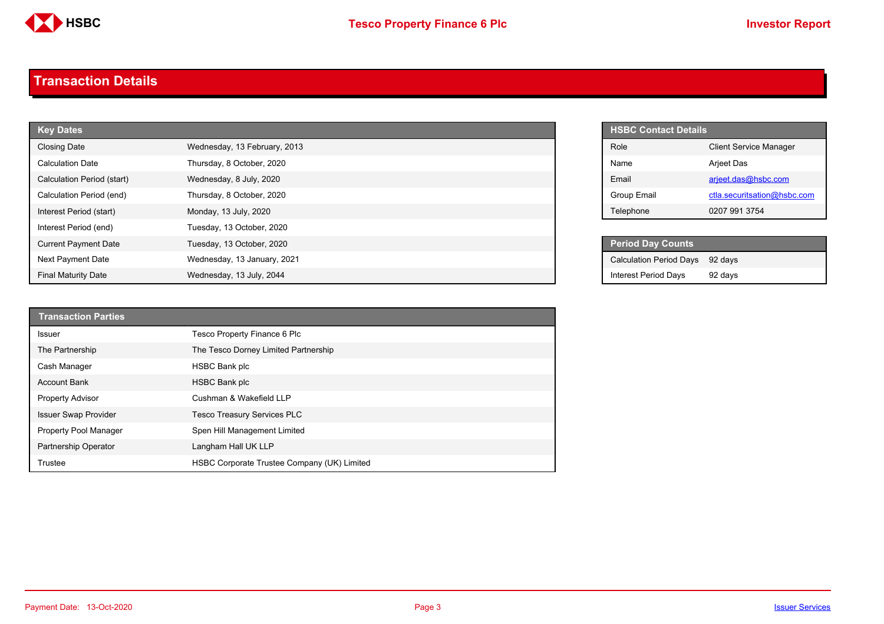# Transaction Details

| Key Dates | |
|---|---|
| Closing Date | Wednesday, 13 February, 2013 |
| Calculation Date | Thursday, 8 October, 2020 |
| Calculation Period (start) | Wednesday, 8 July, 2020 |
| Calculation Period (end) | Thursday, 8 October, 2020 |
| Interest Period (start) | Monday, 13 July, 2020 |
| Interest Period (end) | Tuesday, 13 October, 2020 |
| Current Payment Date | Tuesday, 13 October, 2020 |
| Next Payment Date | Wednesday, 13 January, 2021 |
| Final Maturity Date | Wednesday, 13 July, 2044 |

| HSBC Contact Details | |
|---|---|
| Role | Client Service Manager |
| Name | Arjeet Das |
| Email | arjeet.das@hsbc.com |
| Group Email | ctla.securitsation@hsbc.com |
| Telephone | 0207 991 3754 |

| Period Day Counts | |
|---|---|
| Calculation Period Days | 92 days |
| Interest Period Days | 92 days |

| Transaction Parties | |
|---|---|
| Issuer | Tesco Property Finance 6 Plc |
| The Partnership | The Tesco Dorney Limited Partnership |
| Cash Manager | HSBC Bank plc |
| Account Bank | HSBC Bank plc |
| Property Advisor | Cushman & Wakefield LLP |
| Issuer Swap Provider | Tesco Treasury Services PLC |
| Property Pool Manager | Spen Hill Management Limited |
| Partnership Operator | Langham Hall UK LLP |
| Trustee | HSBC Corporate Trustee Company (UK) Limited |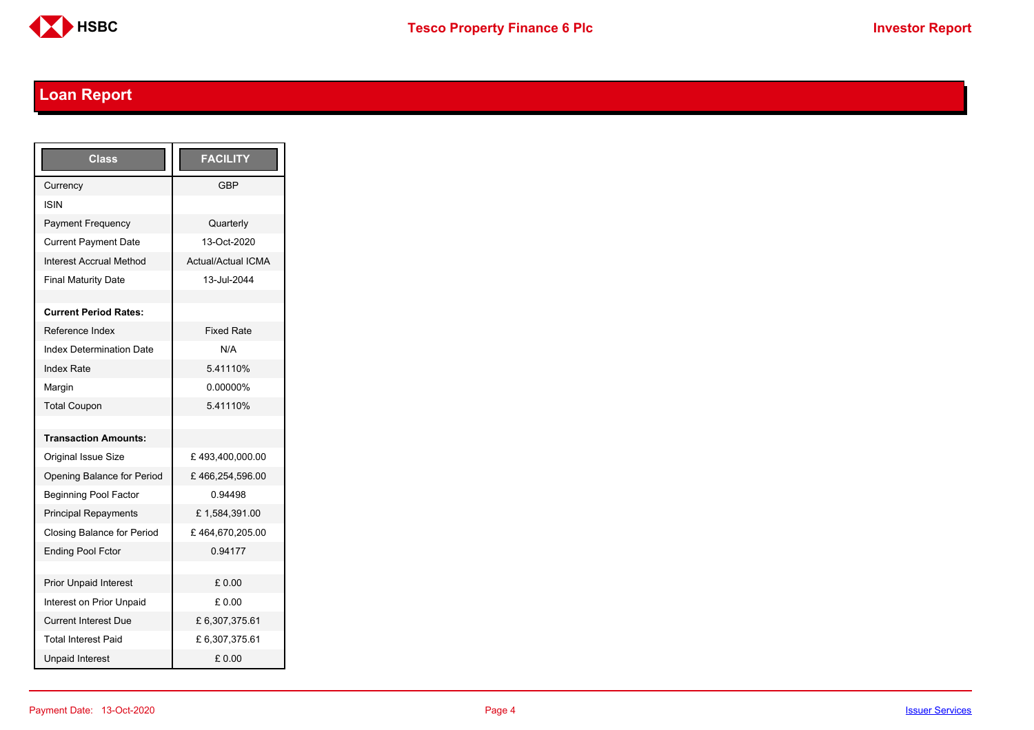## Loan Report

| Class | FACILITY |
|---|---|
| Currency | GBP |
| ISIN | |
| Payment Frequency | Quarterly |
| Current Payment Date | 13-Oct-2020 |
| Interest Accrual Method | Actual/Actual ICMA |
| Final Maturity Date | 13-Jul-2044 |
| | |
| **Current Period Rates:** | |
| Reference Index | Fixed Rate |
| Index Determination Date | N/A |
| Index Rate | 5.41110% |
| Margin | 0.00000% |
| Total Coupon | 5.41110% |
| | |
| **Transaction Amounts:** | |
| Original Issue Size | £ 493,400,000.00 |
| Opening Balance for Period | £ 466,254,596.00 |
| Beginning Pool Factor | 0.94498 |
| Principal Repayments | £ 1,584,391.00 |
| Closing Balance for Period | £ 464,670,205.00 |
| Ending Pool Fctor | 0.94177 |
| | |
| Prior Unpaid Interest | £ 0.00 |
| Interest on Prior Unpaid | £ 0.00 |
| Current Interest Due | £ 6,307,375.61 |
| Total Interest Paid | £ 6,307,375.61 |
| Unpaid Interest | £ 0.00 |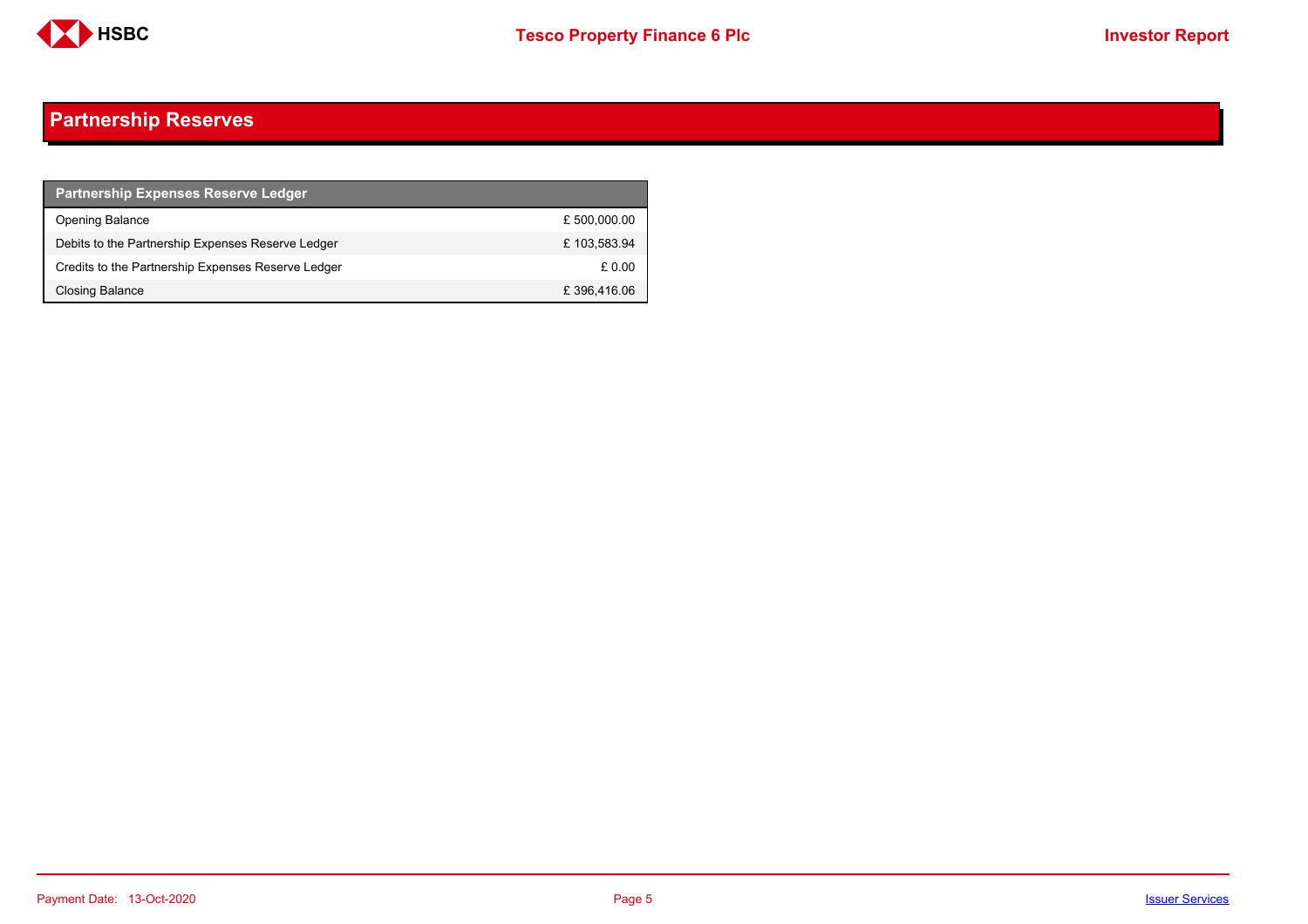## Partnership Reserves

| Partnership Expenses Reserve Ledger | |
|---|---|
| Opening Balance | £ 500,000.00 |
| Debits to the Partnership Expenses Reserve Ledger | £ 103,583.94 |
| Credits to the Partnership Expenses Reserve Ledger | £ 0.00 |
| Closing Balance | £ 396,416.06 |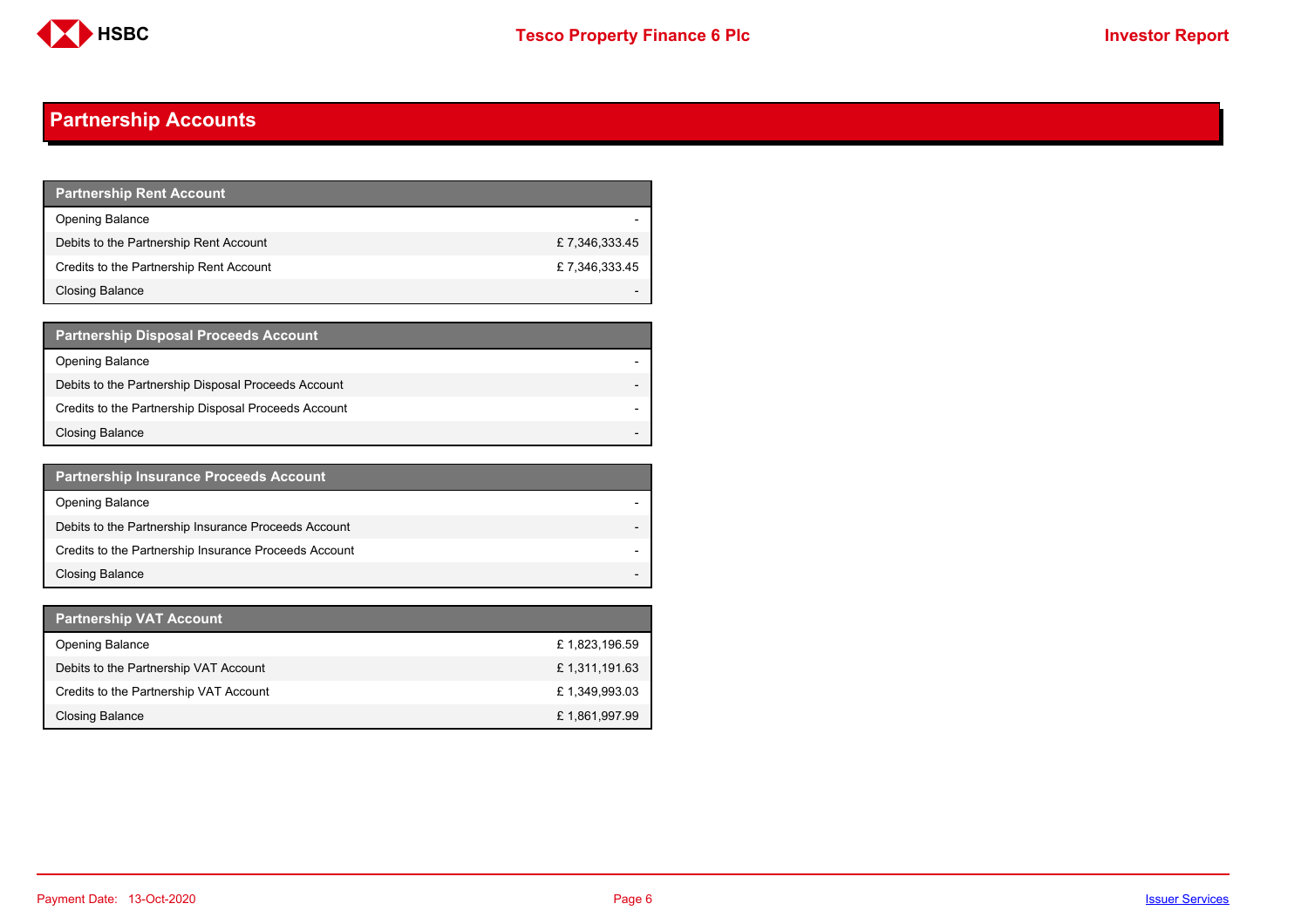## Partnership Accounts

| Partnership Rent Account | |
|---|---|
| Opening Balance | - |
| Debits to the Partnership Rent Account | £ 7,346,333.45 |
| Credits to the Partnership Rent Account | £ 7,346,333.45 |
| Closing Balance | - |

| Partnership Disposal Proceeds Account | |
|---|---|
| Opening Balance | - |
| Debits to the Partnership Disposal Proceeds Account | - |
| Credits to the Partnership Disposal Proceeds Account | - |
| Closing Balance | - |

| Partnership Insurance Proceeds Account | |
|---|---|
| Opening Balance | - |
| Debits to the Partnership Insurance Proceeds Account | - |
| Credits to the Partnership Insurance Proceeds Account | - |
| Closing Balance | - |

| Partnership VAT Account | |
|---|---|
| Opening Balance | £ 1,823,196.59 |
| Debits to the Partnership VAT Account | £ 1,311,191.63 |
| Credits to the Partnership VAT Account | £ 1,349,993.03 |
| Closing Balance | £ 1,861,997.99 |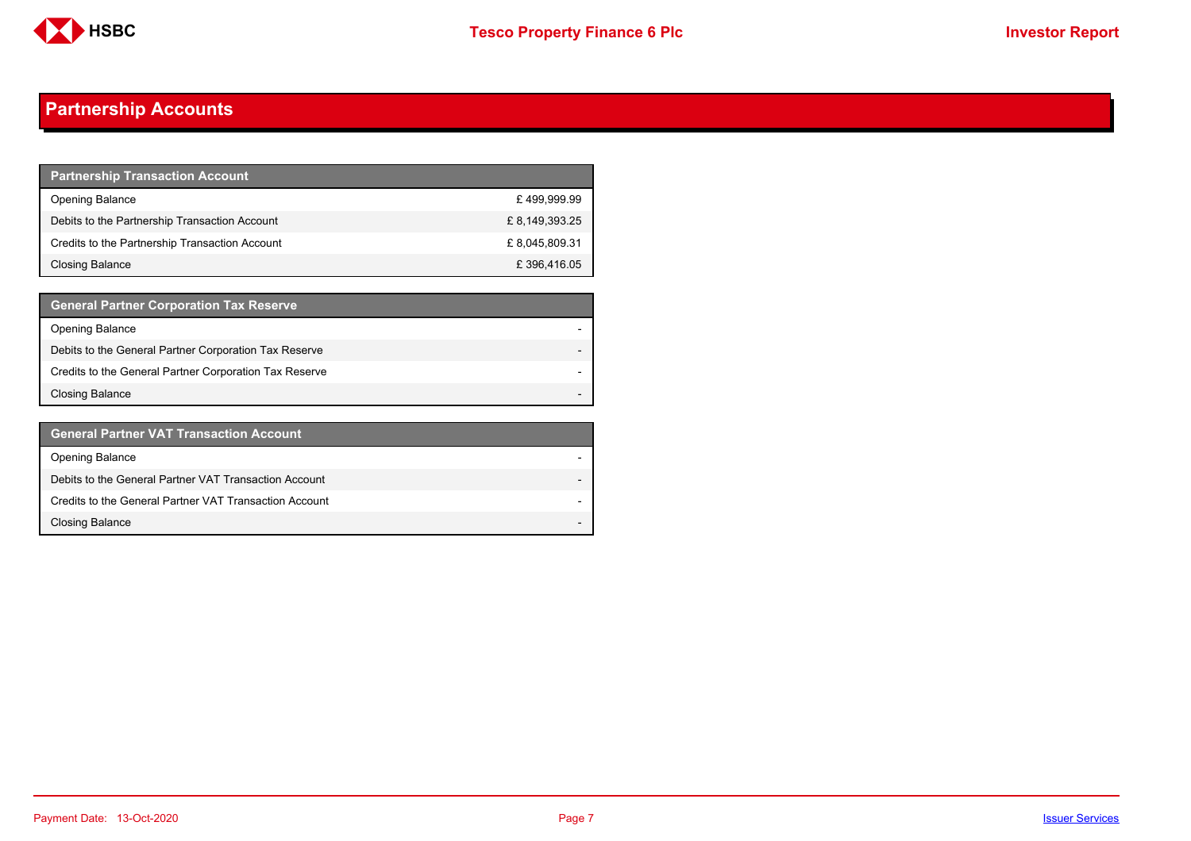# Partnership Accounts

| Partnership Transaction Account | |
|---|---|
| Opening Balance | £ 499,999.99 |
| Debits to the Partnership Transaction Account | £ 8,149,393.25 |
| Credits to the Partnership Transaction Account | £ 8,045,809.31 |
| Closing Balance | £ 396,416.05 |

| General Partner Corporation Tax Reserve | |
|---|---|
| Opening Balance | - |
| Debits to the General Partner Corporation Tax Reserve | - |
| Credits to the General Partner Corporation Tax Reserve | - |
| Closing Balance | - |

| General Partner VAT Transaction Account | |
|---|---|
| Opening Balance | - |
| Debits to the General Partner VAT Transaction Account | - |
| Credits to the General Partner VAT Transaction Account | - |
| Closing Balance | - |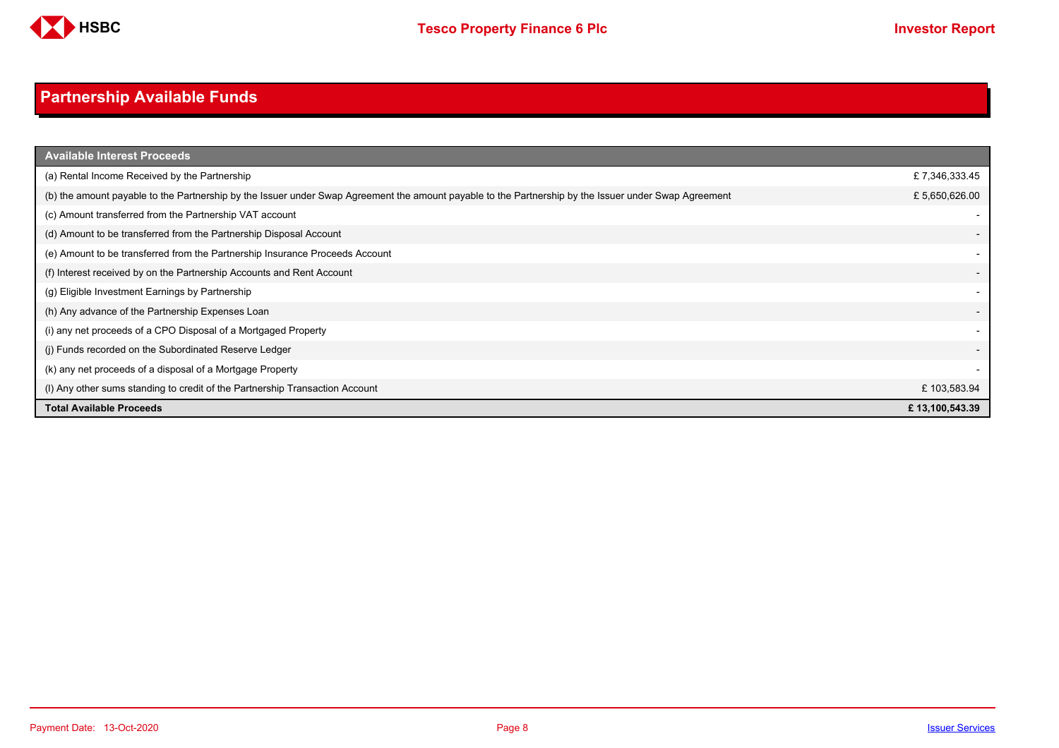# Partnership Available Funds

| Available Interest Proceeds | |
|---|---|
| (a) Rental Income Received by the Partnership | £ 7,346,333.45 |
| (b) the amount payable to the Partnership by the Issuer under Swap Agreement the amount payable to the Partnership by the Issuer under Swap Agreement | £ 5,650,626.00 |
| (c) Amount transferred from the Partnership VAT account | - |
| (d) Amount to be transferred from the Partnership Disposal Account | - |
| (e) Amount to be transferred from the Partnership Insurance Proceeds Account | - |
| (f) Interest received by on the Partnership Accounts and Rent Account | - |
| (g) Eligible Investment Earnings by Partnership | - |
| (h) Any advance of the Partnership Expenses Loan | - |
| (i) any net proceeds of a CPO Disposal of a Mortgaged Property | - |
| (j) Funds recorded on the Subordinated Reserve Ledger | - |
| (k) any net proceeds of a disposal of a Mortgage Property | - |
| (l) Any other sums standing to credit of the Partnership Transaction Account | £ 103,583.94 |
| **Total Available Proceeds** | **£ 13,100,543.39** |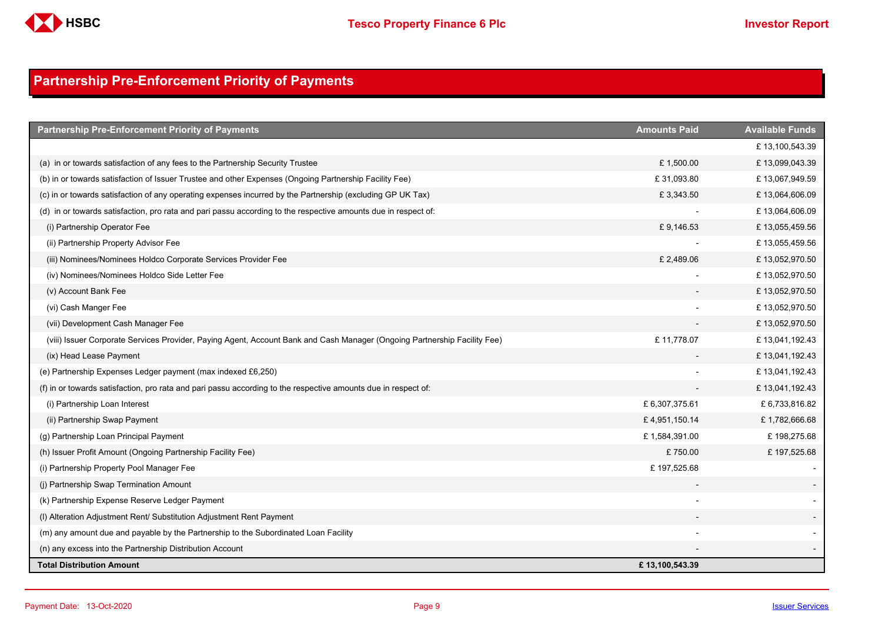## Partnership Pre-Enforcement Priority of Payments

| Partnership Pre-Enforcement Priority of Payments | Amounts Paid | Available Funds |
|---|---|---|
| | | £ 13,100,543.39 |
| (a) in or towards satisfaction of any fees to the Partnership Security Trustee | £ 1,500.00 | £ 13,099,043.39 |
| (b) in or towards satisfaction of Issuer Trustee and other Expenses (Ongoing Partnership Facility Fee) | £ 31,093.80 | £ 13,067,949.59 |
| (c) in or towards satisfaction of any operating expenses incurred by the Partnership (excluding GP UK Tax) | £ 3,343.50 | £ 13,064,606.09 |
| (d) in or towards satisfaction, pro rata and pari passu according to the respective amounts due in respect of: | - | £ 13,064,606.09 |
| (i) Partnership Operator Fee | £ 9,146.53 | £ 13,055,459.56 |
| (ii) Partnership Property Advisor Fee | - | £ 13,055,459.56 |
| (iii) Nominees/Nominees Holdco Corporate Services Provider Fee | £ 2,489.06 | £ 13,052,970.50 |
| (iv) Nominees/Nominees Holdco Side Letter Fee | - | £ 13,052,970.50 |
| (v) Account Bank Fee | - | £ 13,052,970.50 |
| (vi) Cash Manger Fee | - | £ 13,052,970.50 |
| (vii) Development Cash Manager Fee | - | £ 13,052,970.50 |
| (viii) Issuer Corporate Services Provider, Paying Agent, Account Bank and Cash Manager (Ongoing Partnership Facility Fee) | £ 11,778.07 | £ 13,041,192.43 |
| (ix) Head Lease Payment | - | £ 13,041,192.43 |
| (e) Partnership Expenses Ledger payment (max indexed £6,250) | - | £ 13,041,192.43 |
| (f) in or towards satisfaction, pro rata and pari passu according to the respective amounts due in respect of: | - | £ 13,041,192.43 |
| (i) Partnership Loan Interest | £ 6,307,375.61 | £ 6,733,816.82 |
| (ii) Partnership Swap Payment | £ 4,951,150.14 | £ 1,782,666.68 |
| (g) Partnership Loan Principal Payment | £ 1,584,391.00 | £ 198,275.68 |
| (h) Issuer Profit Amount (Ongoing Partnership Facility Fee) | £ 750.00 | £ 197,525.68 |
| (i) Partnership Property Pool Manager Fee | £ 197,525.68 | - |
| (j) Partnership Swap Termination Amount | - | - |
| (k) Partnership Expense Reserve Ledger Payment | - | - |
| (l) Alteration Adjustment Rent/ Substitution Adjustment Rent Payment | - | - |
| (m) any amount due and payable by the Partnership to the Subordinated Loan Facility | - | - |
| (n) any excess into the Partnership Distribution Account | - | - |
| **Total Distribution Amount** | **£ 13,100,543.39** | |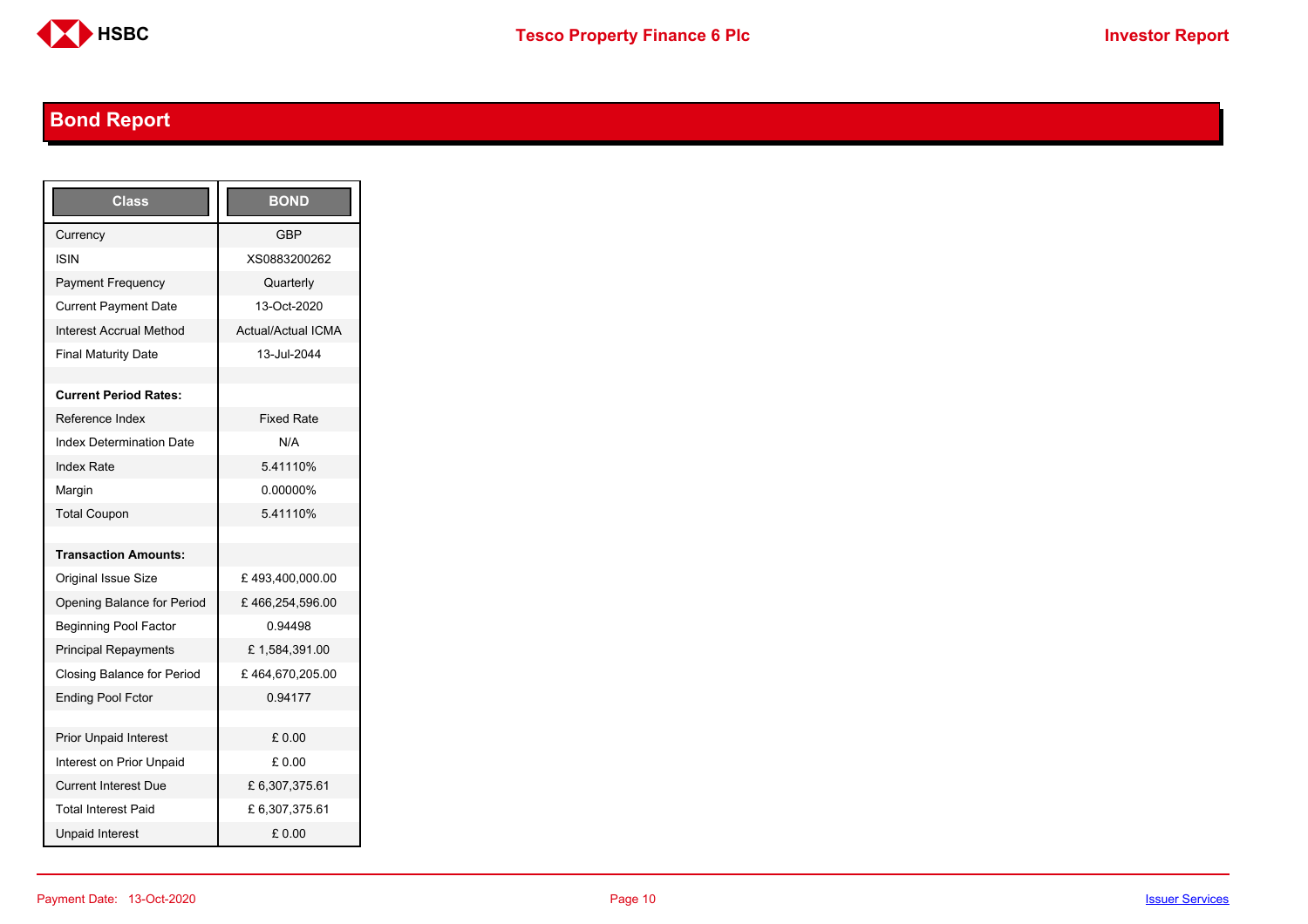## Bond Report

| Class | BOND |
|---|---|
| Currency | GBP |
| ISIN | XS0883200262 |
| Payment Frequency | Quarterly |
| Current Payment Date | 13-Oct-2020 |
| Interest Accrual Method | Actual/Actual ICMA |
| Final Maturity Date | 13-Jul-2044 |
| | |
| **Current Period Rates:** | |
| Reference Index | Fixed Rate |
| Index Determination Date | N/A |
| Index Rate | 5.41110% |
| Margin | 0.00000% |
| Total Coupon | 5.41110% |
| | |
| **Transaction Amounts:** | |
| Original Issue Size | £ 493,400,000.00 |
| Opening Balance for Period | £ 466,254,596.00 |
| Beginning Pool Factor | 0.94498 |
| Principal Repayments | £ 1,584,391.00 |
| Closing Balance for Period | £ 464,670,205.00 |
| Ending Pool Fctor | 0.94177 |
| | |
| Prior Unpaid Interest | £ 0.00 |
| Interest on Prior Unpaid | £ 0.00 |
| Current Interest Due | £ 6,307,375.61 |
| Total Interest Paid | £ 6,307,375.61 |
| Unpaid Interest | £ 0.00 |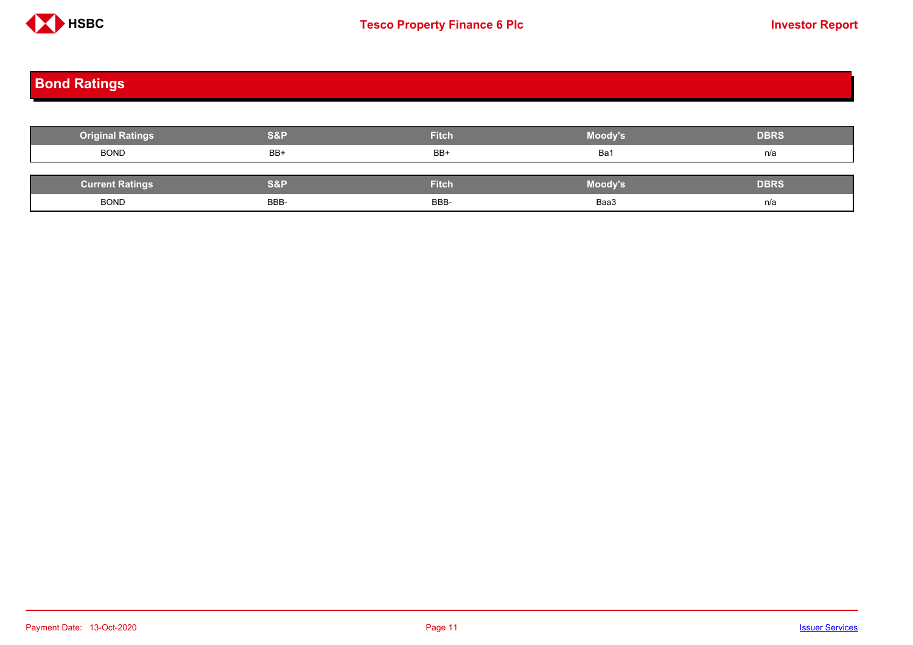# Bond Ratings

| Original Ratings | S&P | Fitch | Moody's | DBRS |
|---|---|---|---|---|
| BOND | BB+ | BB+ | Ba1 | n/a |

| Current Ratings | S&P | Fitch | Moody's | DBRS |
|---|---|---|---|---|
| BOND | BBB- | BBB- | Baa3 | n/a |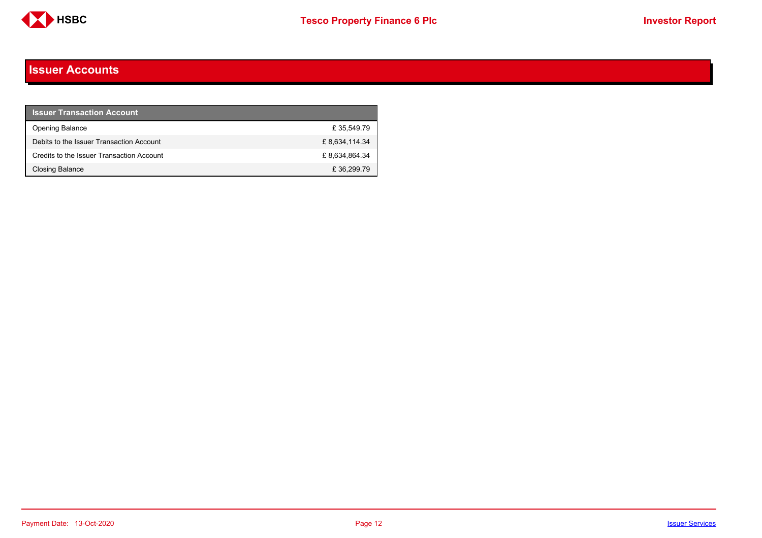# Issuer Accounts

| Issuer Transaction Account | |
|---|---|
| Opening Balance | £ 35,549.79 |
| Debits to the Issuer Transaction Account | £ 8,634,114.34 |
| Credits to the Issuer Transaction Account | £ 8,634,864.34 |
| Closing Balance | £ 36,299.79 |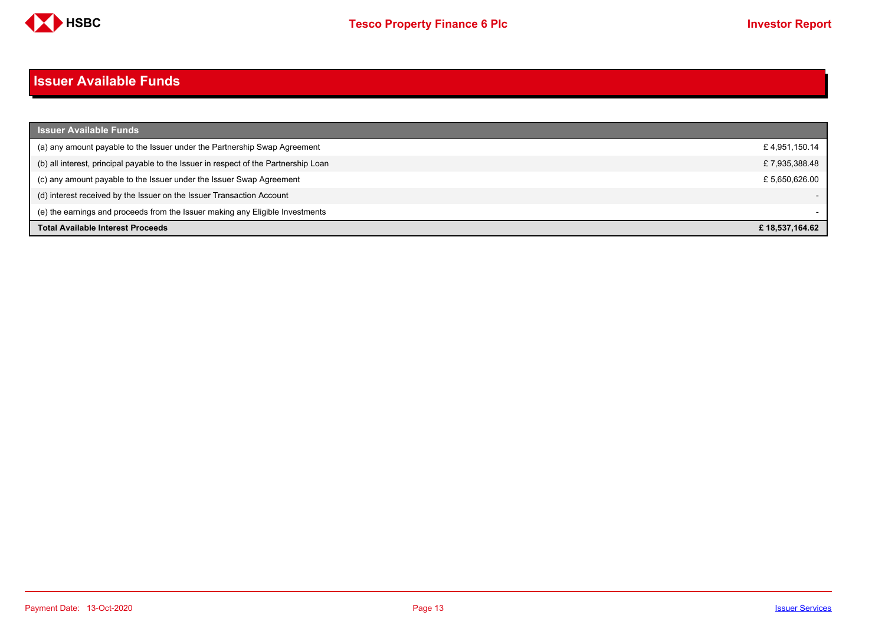# Issuer Available Funds

| Issuer Available Funds | |
|---|---|
| (a) any amount payable to the Issuer under the Partnership Swap Agreement | £ 4,951,150.14 |
| (b) all interest, principal payable to the Issuer in respect of the Partnership Loan | £ 7,935,388.48 |
| (c) any amount payable to the Issuer under the Issuer Swap Agreement | £ 5,650,626.00 |
| (d) interest received by the Issuer on the Issuer Transaction Account | - |
| (e) the earnings and proceeds from the Issuer making any Eligible Investments | - |
| **Total Available Interest Proceeds** | **£ 18,537,164.62** |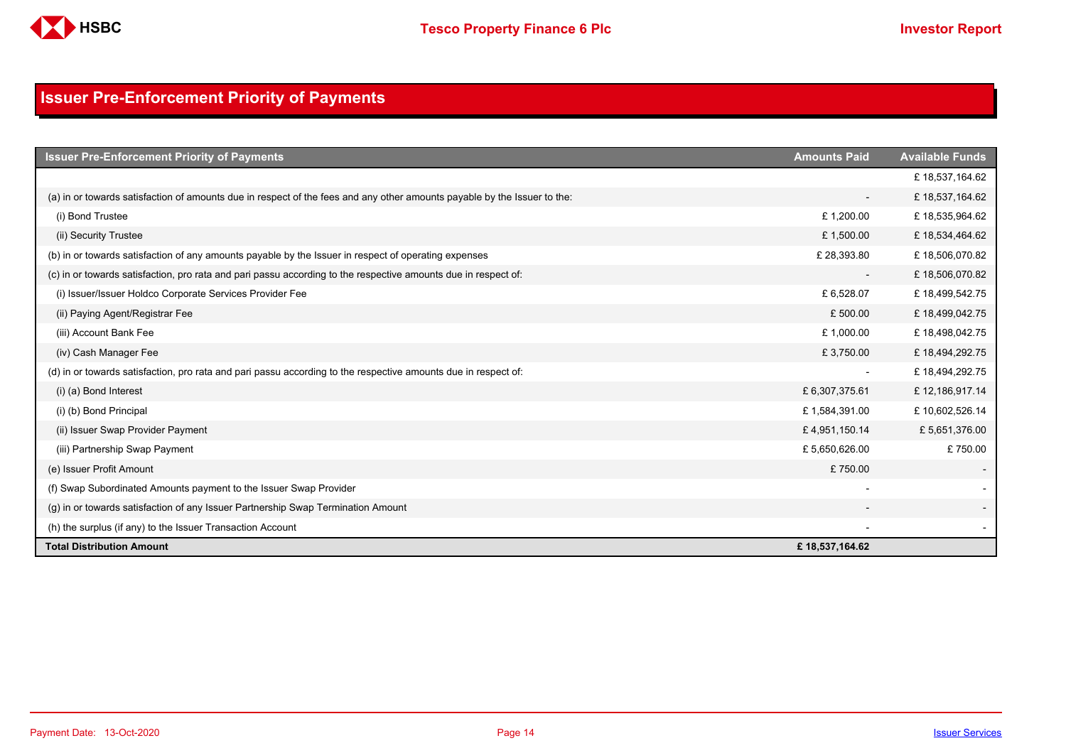# Issuer Pre-Enforcement Priority of Payments

| Issuer Pre-Enforcement Priority of Payments | Amounts Paid | Available Funds |
|---|---|---|
| | | £ 18,537,164.62 |
| (a) in or towards satisfaction of amounts due in respect of the fees and any other amounts payable by the Issuer to the: | - | £ 18,537,164.62 |
| (i) Bond Trustee | £ 1,200.00 | £ 18,535,964.62 |
| (ii) Security Trustee | £ 1,500.00 | £ 18,534,464.62 |
| (b) in or towards satisfaction of any amounts payable by the Issuer in respect of operating expenses | £ 28,393.80 | £ 18,506,070.82 |
| (c) in or towards satisfaction, pro rata and pari passu according to the respective amounts due in respect of: | - | £ 18,506,070.82 |
| (i) Issuer/Issuer Holdco Corporate Services Provider Fee | £ 6,528.07 | £ 18,499,542.75 |
| (ii) Paying Agent/Registrar Fee | £ 500.00 | £ 18,499,042.75 |
| (iii) Account Bank Fee | £ 1,000.00 | £ 18,498,042.75 |
| (iv) Cash Manager Fee | £ 3,750.00 | £ 18,494,292.75 |
| (d) in or towards satisfaction, pro rata and pari passu according to the respective amounts due in respect of: | - | £ 18,494,292.75 |
| (i) (a) Bond Interest | £ 6,307,375.61 | £ 12,186,917.14 |
| (i) (b) Bond Principal | £ 1,584,391.00 | £ 10,602,526.14 |
| (ii) Issuer Swap Provider Payment | £ 4,951,150.14 | £ 5,651,376.00 |
| (iii) Partnership Swap Payment | £ 5,650,626.00 | £ 750.00 |
| (e) Issuer Profit Amount | £ 750.00 | - |
| (f) Swap Subordinated Amounts payment to the Issuer Swap Provider | - | - |
| (g) in or towards satisfaction of any Issuer Partnership Swap Termination Amount | - | - |
| (h) the surplus (if any) to the Issuer Transaction Account | - | - |
| **Total Distribution Amount** | **£ 18,537,164.62** | |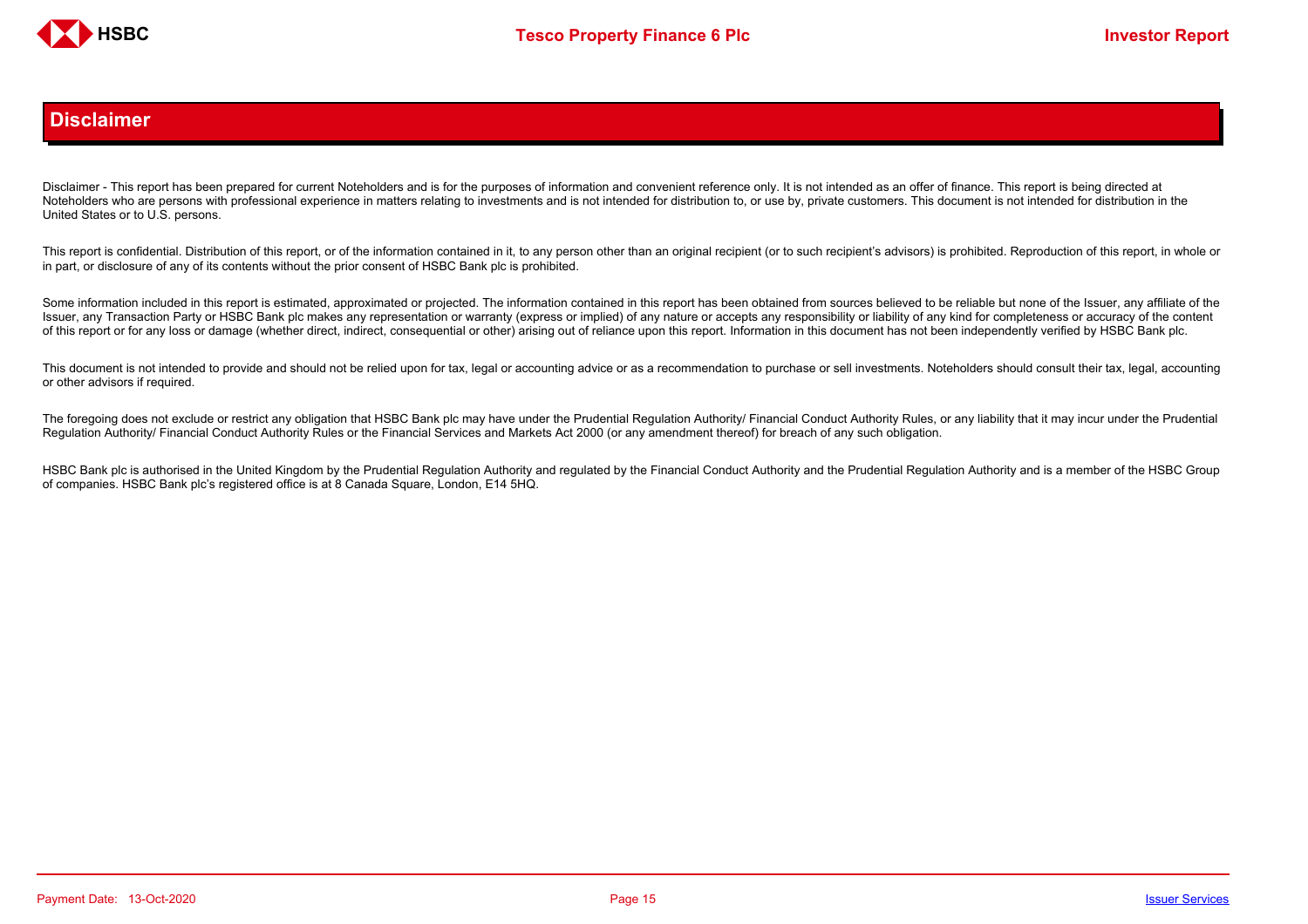## Disclaimer

Disclaimer - This report has been prepared for current Noteholders and is for the purposes of information and convenient reference only. It is not intended as an offer of finance. This report is being directed at Noteholders who are persons with professional experience in matters relating to investments and is not intended for distribution to, or use by, private customers. This document is not intended for distribution in the United States or to U.S. persons.

This report is confidential. Distribution of this report, or of the information contained in it, to any person other than an original recipient (or to such recipient's advisors) is prohibited. Reproduction of this report, in whole or in part, or disclosure of any of its contents without the prior consent of HSBC Bank plc is prohibited.

Some information included in this report is estimated, approximated or projected. The information contained in this report has been obtained from sources believed to be reliable but none of the Issuer, any affiliate of the Issuer, any Transaction Party or HSBC Bank plc makes any representation or warranty (express or implied) of any nature or accepts any responsibility or liability of any kind for completeness or accuracy of the content of this report or for any loss or damage (whether direct, indirect, consequential or other) arising out of reliance upon this report. Information in this document has not been independently verified by HSBC Bank plc.

This document is not intended to provide and should not be relied upon for tax, legal or accounting advice or as a recommendation to purchase or sell investments. Noteholders should consult their tax, legal, accounting or other advisors if required.

The foregoing does not exclude or restrict any obligation that HSBC Bank plc may have under the Prudential Regulation Authority/ Financial Conduct Authority Rules, or any liability that it may incur under the Prudential Regulation Authority/ Financial Conduct Authority Rules or the Financial Services and Markets Act 2000 (or any amendment thereof) for breach of any such obligation.

HSBC Bank plc is authorised in the United Kingdom by the Prudential Regulation Authority and regulated by the Financial Conduct Authority and the Prudential Regulation Authority and is a member of the HSBC Group of companies. HSBC Bank plc's registered office is at 8 Canada Square, London, E14 5HQ.